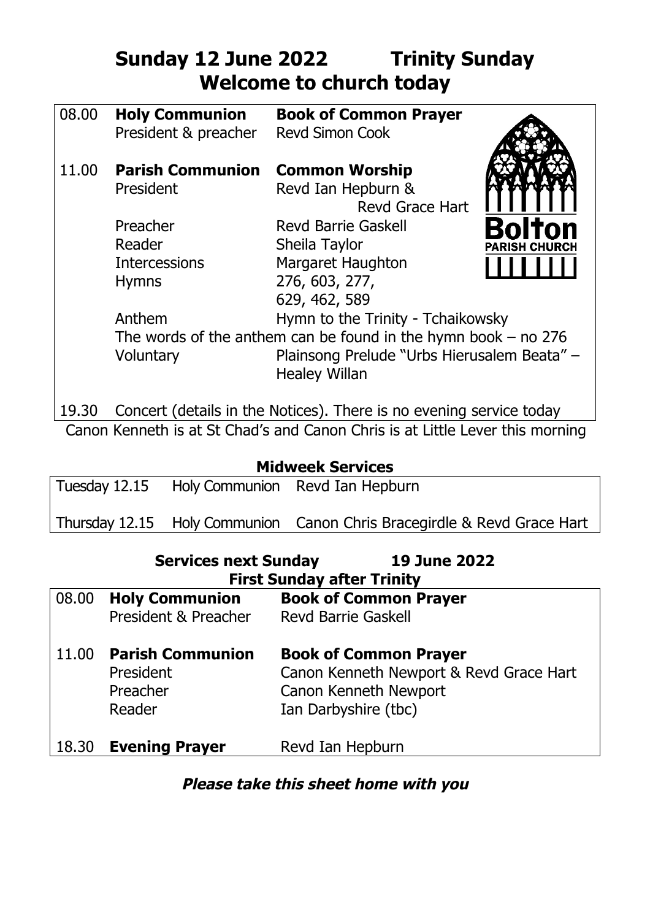# Sunday 12 June 2022 Trinity Sunday
## Welcome to church today

| | | |
|---|---|---|
| 08.00 | **Holy Communion** | **Book of Common Prayer** |
| | President & preacher | Revd Simon Cook |
| 11.00 | **Parish Communion** | **Common Worship** |
| | President | Revd Ian Hepburn & Revd Grace Hart |
| | Preacher | Revd Barrie Gaskell |
| | Reader | Sheila Taylor |
| | Intercessions | Margaret Haughton |
| | Hymns | 276, 603, 277, 629, 462, 589 |
| | Anthem | Hymn to the Trinity - Tchaikowsky |
| | The words of the anthem can be found in the hymn book – no 276 | |
| | Voluntary | Plainsong Prelude "Urbs Hierusalem Beata" – Healey Willan |
| 19.30 | Concert (details in the Notices). There is no evening service today | |

Bolton Parish Church

Canon Kenneth is at St Chad's and Canon Chris is at Little Lever this morning

### Midweek Services

| | | |
|---|---|---|
| Tuesday 12.15 | Holy Communion | Revd Ian Hepburn |
| Thursday 12.15 | Holy Communion | Canon Chris Bracegirdle & Revd Grace Hart |

### Services next Sunday 19 June 2022
### First Sunday after Trinity

| | | |
|---|---|---|
| 08.00 | **Holy Communion** | **Book of Common Prayer** |
| | President & Preacher | Revd Barrie Gaskell |
| 11.00 | **Parish Communion** | **Book of Common Prayer** |
| | President | Canon Kenneth Newport & Revd Grace Hart |
| | Preacher | Canon Kenneth Newport |
| | Reader | Ian Darbyshire (tbc) |
| 18.30 | **Evening Prayer** | Revd Ian Hepburn |

***Please take this sheet home with you***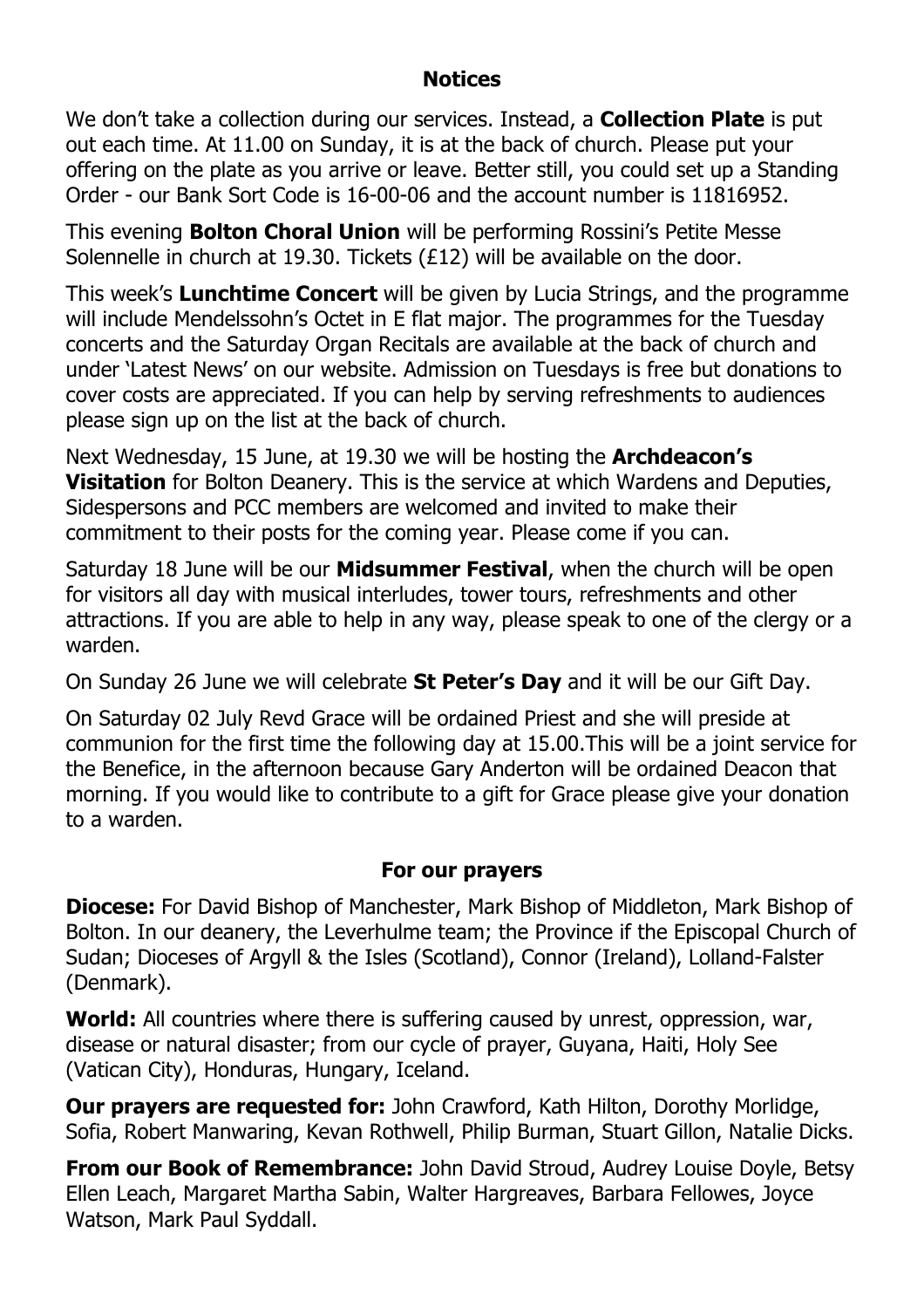## Notices

We don't take a collection during our services. Instead, a **Collection Plate** is put out each time. At 11.00 on Sunday, it is at the back of church. Please put your offering on the plate as you arrive or leave. Better still, you could set up a Standing Order - our Bank Sort Code is 16-00-06 and the account number is 11816952.

This evening **Bolton Choral Union** will be performing Rossini's Petite Messe Solennelle in church at 19.30. Tickets (£12) will be available on the door.

This week's **Lunchtime Concert** will be given by Lucia Strings, and the programme will include Mendelssohn's Octet in E flat major. The programmes for the Tuesday concerts and the Saturday Organ Recitals are available at the back of church and under 'Latest News' on our website. Admission on Tuesdays is free but donations to cover costs are appreciated. If you can help by serving refreshments to audiences please sign up on the list at the back of church.

Next Wednesday, 15 June, at 19.30 we will be hosting the **Archdeacon's Visitation** for Bolton Deanery. This is the service at which Wardens and Deputies, Sidespersons and PCC members are welcomed and invited to make their commitment to their posts for the coming year. Please come if you can.

Saturday 18 June will be our **Midsummer Festival**, when the church will be open for visitors all day with musical interludes, tower tours, refreshments and other attractions. If you are able to help in any way, please speak to one of the clergy or a warden.

On Sunday 26 June we will celebrate **St Peter's Day** and it will be our Gift Day.

On Saturday 02 July Revd Grace will be ordained Priest and she will preside at communion for the first time the following day at 15.00.This will be a joint service for the Benefice, in the afternoon because Gary Anderton will be ordained Deacon that morning. If you would like to contribute to a gift for Grace please give your donation to a warden.

## For our prayers

**Diocese:** For David Bishop of Manchester, Mark Bishop of Middleton, Mark Bishop of Bolton. In our deanery, the Leverhulme team; the Province if the Episcopal Church of Sudan; Dioceses of Argyll & the Isles (Scotland), Connor (Ireland), Lolland-Falster (Denmark).

**World:** All countries where there is suffering caused by unrest, oppression, war, disease or natural disaster; from our cycle of prayer, Guyana, Haiti, Holy See (Vatican City), Honduras, Hungary, Iceland.

**Our prayers are requested for:** John Crawford, Kath Hilton, Dorothy Morlidge, Sofia, Robert Manwaring, Kevan Rothwell, Philip Burman, Stuart Gillon, Natalie Dicks.

**From our Book of Remembrance:** John David Stroud, Audrey Louise Doyle, Betsy Ellen Leach, Margaret Martha Sabin, Walter Hargreaves, Barbara Fellowes, Joyce Watson, Mark Paul Syddall.